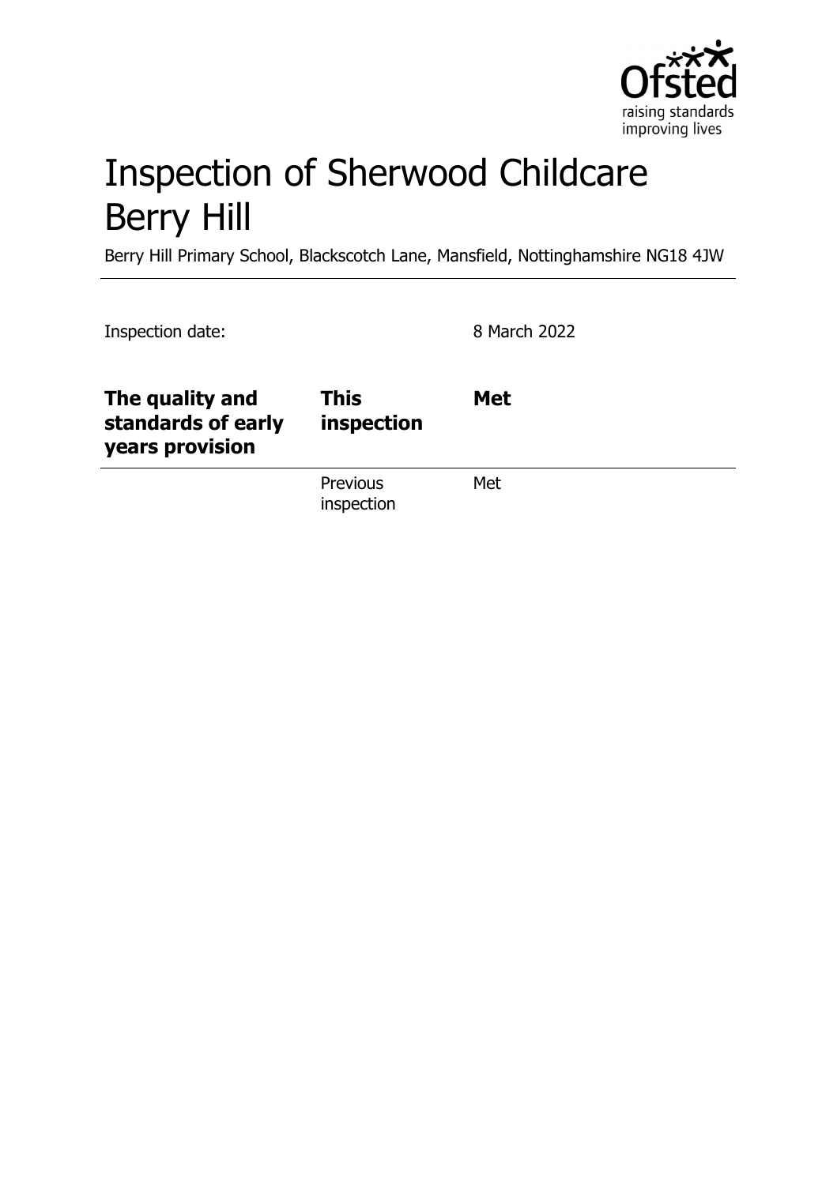# Inspection of Sherwood Childcare Berry Hill

Berry Hill Primary School, Blackscotch Lane, Mansfield, Nottinghamshire NG18 4JW

Inspection date: 8 March 2022

| The quality and standards of early years provision | **This inspection** | **Met** |
|---|---|---|
| | Previous inspection | Met |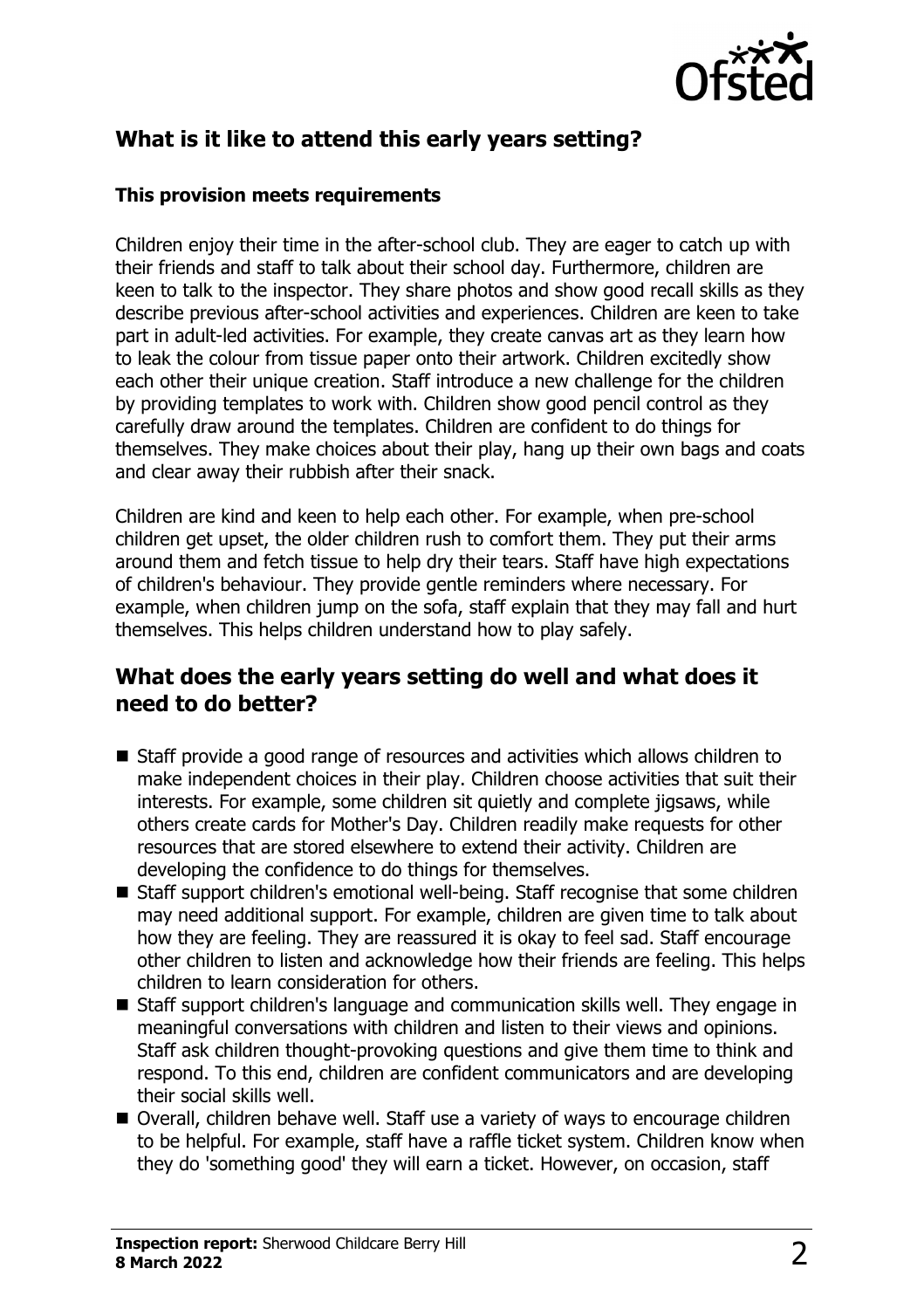## What is it like to attend this early years setting?

### This provision meets requirements

Children enjoy their time in the after-school club. They are eager to catch up with their friends and staff to talk about their school day. Furthermore, children are keen to talk to the inspector. They share photos and show good recall skills as they describe previous after-school activities and experiences. Children are keen to take part in adult-led activities. For example, they create canvas art as they learn how to leak the colour from tissue paper onto their artwork. Children excitedly show each other their unique creation. Staff introduce a new challenge for the children by providing templates to work with. Children show good pencil control as they carefully draw around the templates. Children are confident to do things for themselves. They make choices about their play, hang up their own bags and coats and clear away their rubbish after their snack.

Children are kind and keen to help each other. For example, when pre-school children get upset, the older children rush to comfort them. They put their arms around them and fetch tissue to help dry their tears. Staff have high expectations of children's behaviour. They provide gentle reminders where necessary. For example, when children jump on the sofa, staff explain that they may fall and hurt themselves. This helps children understand how to play safely.

## What does the early years setting do well and what does it need to do better?

- Staff provide a good range of resources and activities which allows children to make independent choices in their play. Children choose activities that suit their interests. For example, some children sit quietly and complete jigsaws, while others create cards for Mother's Day. Children readily make requests for other resources that are stored elsewhere to extend their activity. Children are developing the confidence to do things for themselves.
- Staff support children's emotional well-being. Staff recognise that some children may need additional support. For example, children are given time to talk about how they are feeling. They are reassured it is okay to feel sad. Staff encourage other children to listen and acknowledge how their friends are feeling. This helps children to learn consideration for others.
- Staff support children's language and communication skills well. They engage in meaningful conversations with children and listen to their views and opinions. Staff ask children thought-provoking questions and give them time to think and respond. To this end, children are confident communicators and are developing their social skills well.
- Overall, children behave well. Staff use a variety of ways to encourage children to be helpful. For example, staff have a raffle ticket system. Children know when they do 'something good' they will earn a ticket. However, on occasion, staff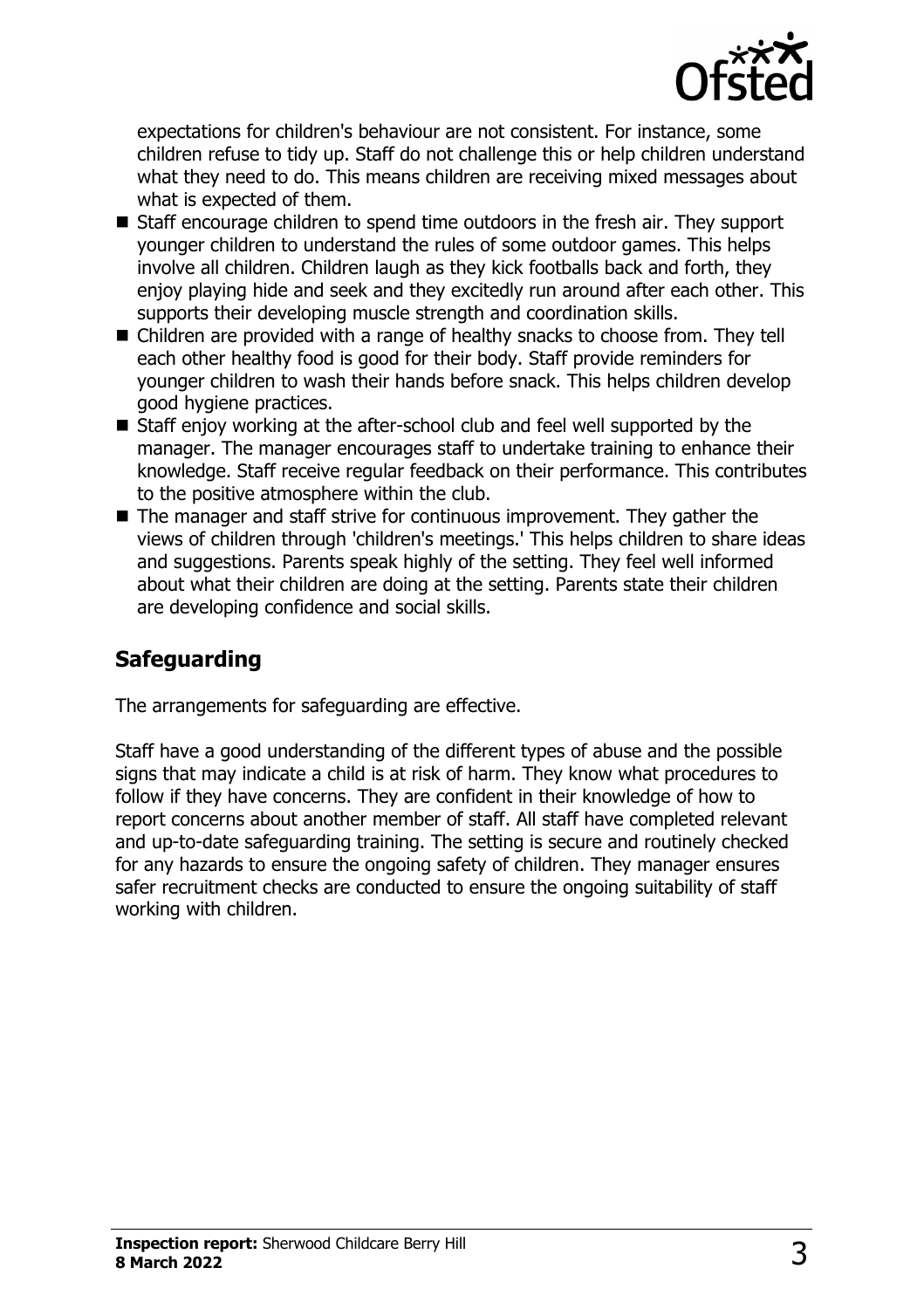expectations for children's behaviour are not consistent. For instance, some children refuse to tidy up. Staff do not challenge this or help children understand what they need to do. This means children are receiving mixed messages about what is expected of them.

- Staff encourage children to spend time outdoors in the fresh air. They support younger children to understand the rules of some outdoor games. This helps involve all children. Children laugh as they kick footballs back and forth, they enjoy playing hide and seek and they excitedly run around after each other. This supports their developing muscle strength and coordination skills.
- Children are provided with a range of healthy snacks to choose from. They tell each other healthy food is good for their body. Staff provide reminders for younger children to wash their hands before snack. This helps children develop good hygiene practices.
- Staff enjoy working at the after-school club and feel well supported by the manager. The manager encourages staff to undertake training to enhance their knowledge. Staff receive regular feedback on their performance. This contributes to the positive atmosphere within the club.
- The manager and staff strive for continuous improvement. They gather the views of children through 'children's meetings.' This helps children to share ideas and suggestions. Parents speak highly of the setting. They feel well informed about what their children are doing at the setting. Parents state their children are developing confidence and social skills.

## Safeguarding

The arrangements for safeguarding are effective.

Staff have a good understanding of the different types of abuse and the possible signs that may indicate a child is at risk of harm. They know what procedures to follow if they have concerns. They are confident in their knowledge of how to report concerns about another member of staff. All staff have completed relevant and up-to-date safeguarding training. The setting is secure and routinely checked for any hazards to ensure the ongoing safety of children. They manager ensures safer recruitment checks are conducted to ensure the ongoing suitability of staff working with children.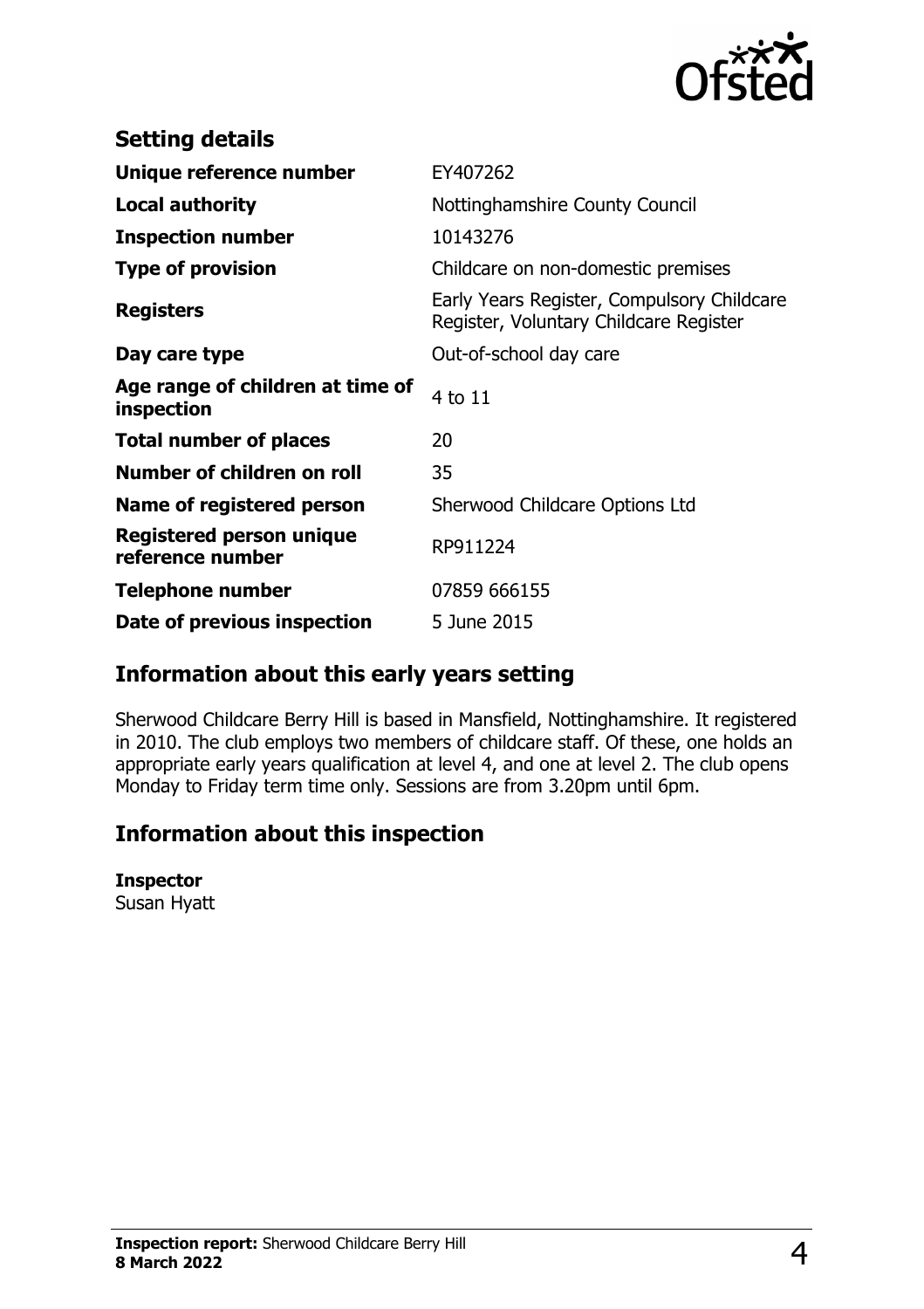## Setting details

| | |
|---|---|
| **Unique reference number** | EY407262 |
| **Local authority** | Nottinghamshire County Council |
| **Inspection number** | 10143276 |
| **Type of provision** | Childcare on non-domestic premises |
| **Registers** | Early Years Register, Compulsory Childcare Register, Voluntary Childcare Register |
| **Day care type** | Out-of-school day care |
| **Age range of children at time of inspection** | 4 to 11 |
| **Total number of places** | 20 |
| **Number of children on roll** | 35 |
| **Name of registered person** | Sherwood Childcare Options Ltd |
| **Registered person unique reference number** | RP911224 |
| **Telephone number** | 07859 666155 |
| **Date of previous inspection** | 5 June 2015 |

## Information about this early years setting

Sherwood Childcare Berry Hill is based in Mansfield, Nottinghamshire. It registered in 2010. The club employs two members of childcare staff. Of these, one holds an appropriate early years qualification at level 4, and one at level 2. The club opens Monday to Friday term time only. Sessions are from 3.20pm until 6pm.

## Information about this inspection

**Inspector**
Susan Hyatt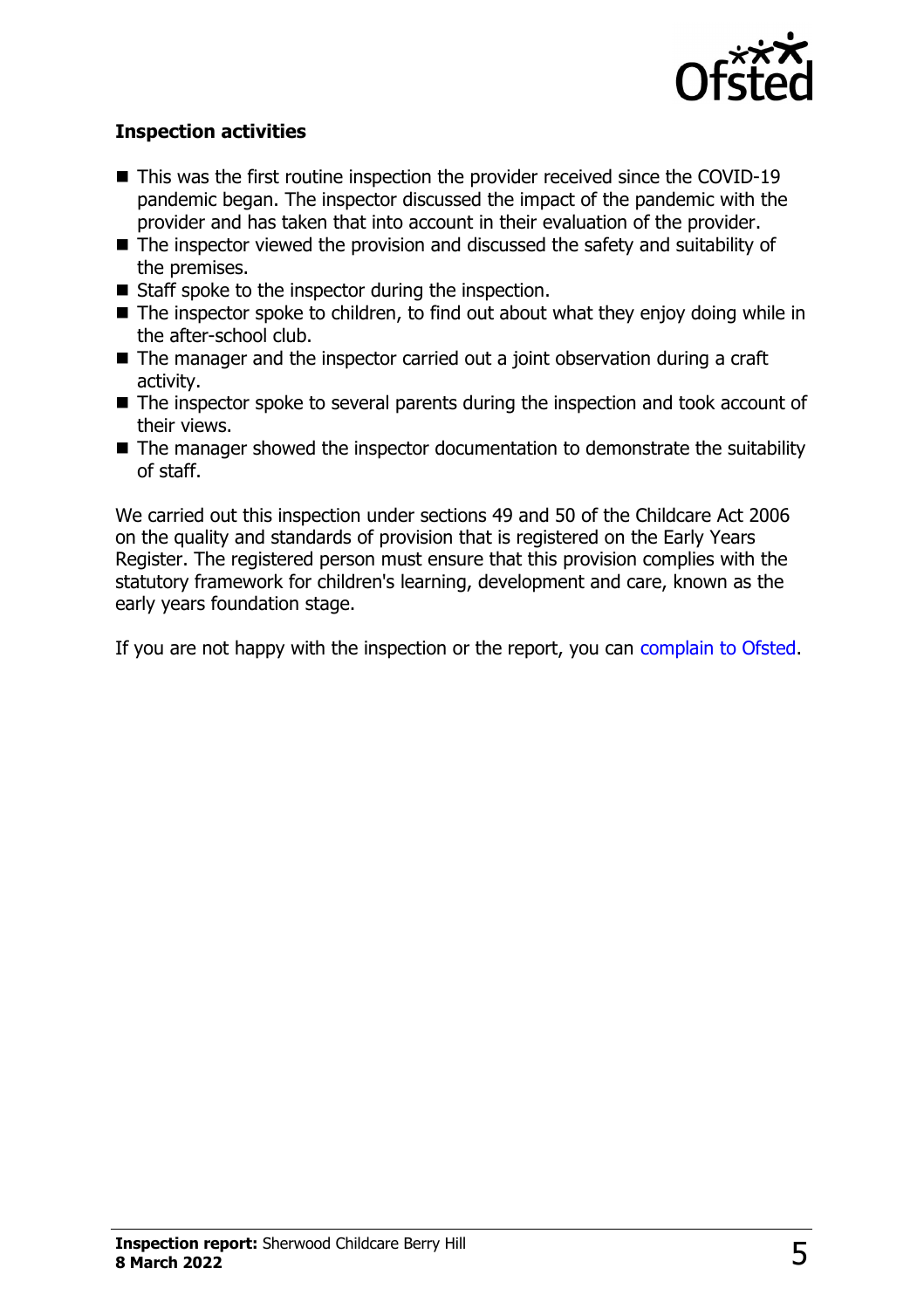### Inspection activities

- This was the first routine inspection the provider received since the COVID-19 pandemic began. The inspector discussed the impact of the pandemic with the provider and has taken that into account in their evaluation of the provider.
- The inspector viewed the provision and discussed the safety and suitability of the premises.
- Staff spoke to the inspector during the inspection.
- The inspector spoke to children, to find out about what they enjoy doing while in the after-school club.
- The manager and the inspector carried out a joint observation during a craft activity.
- The inspector spoke to several parents during the inspection and took account of their views.
- The manager showed the inspector documentation to demonstrate the suitability of staff.

We carried out this inspection under sections 49 and 50 of the Childcare Act 2006 on the quality and standards of provision that is registered on the Early Years Register. The registered person must ensure that this provision complies with the statutory framework for children's learning, development and care, known as the early years foundation stage.

If you are not happy with the inspection or the report, you can complain to Ofsted.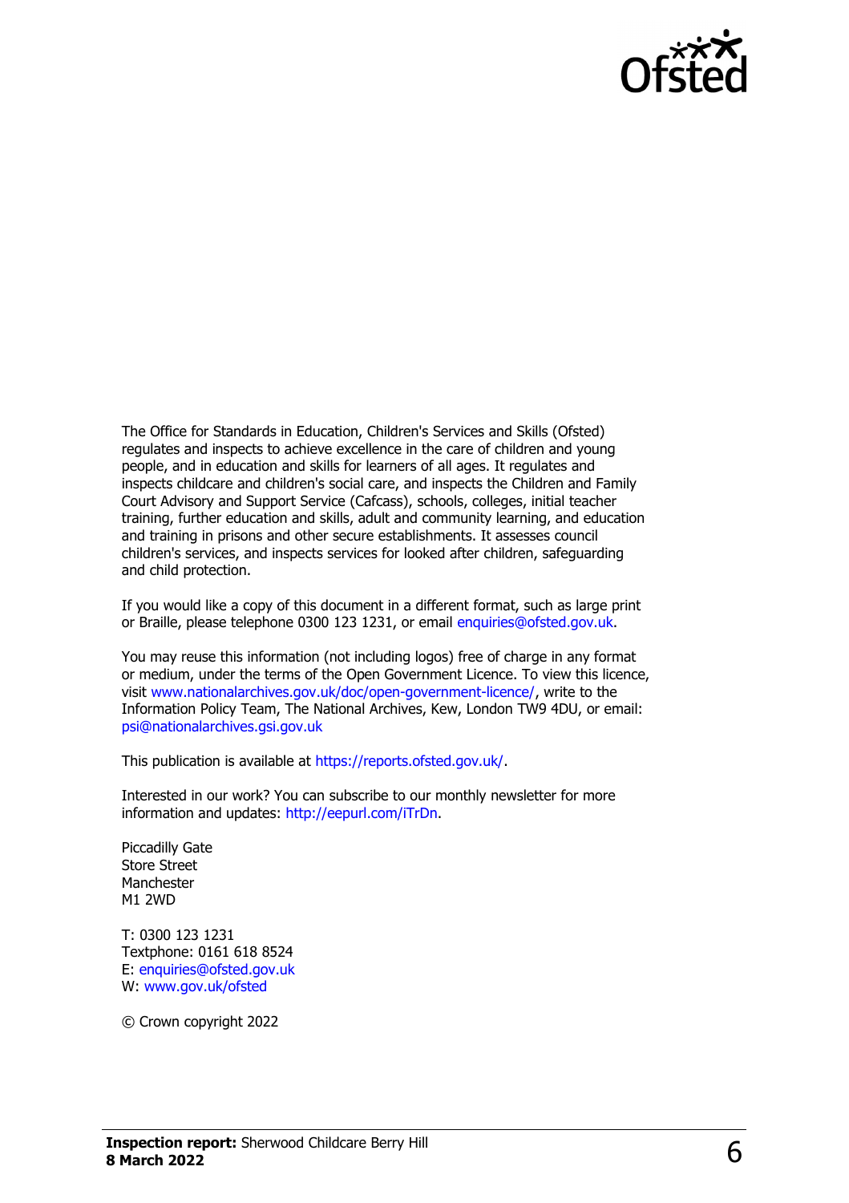The Office for Standards in Education, Children's Services and Skills (Ofsted) regulates and inspects to achieve excellence in the care of children and young people, and in education and skills for learners of all ages. It regulates and inspects childcare and children's social care, and inspects the Children and Family Court Advisory and Support Service (Cafcass), schools, colleges, initial teacher training, further education and skills, adult and community learning, and education and training in prisons and other secure establishments. It assesses council children's services, and inspects services for looked after children, safeguarding and child protection.

If you would like a copy of this document in a different format, such as large print or Braille, please telephone 0300 123 1231, or email enquiries@ofsted.gov.uk.

You may reuse this information (not including logos) free of charge in any format or medium, under the terms of the Open Government Licence. To view this licence, visit www.nationalarchives.gov.uk/doc/open-government-licence/, write to the Information Policy Team, The National Archives, Kew, London TW9 4DU, or email: psi@nationalarchives.gsi.gov.uk

This publication is available at https://reports.ofsted.gov.uk/.

Interested in our work? You can subscribe to our monthly newsletter for more information and updates: http://eepurl.com/iTrDn.

Piccadilly Gate  
Store Street  
Manchester  
M1 2WD

T: 0300 123 1231  
Textphone: 0161 618 8524  
E: enquiries@ofsted.gov.uk  
W: www.gov.uk/ofsted

© Crown copyright 2022